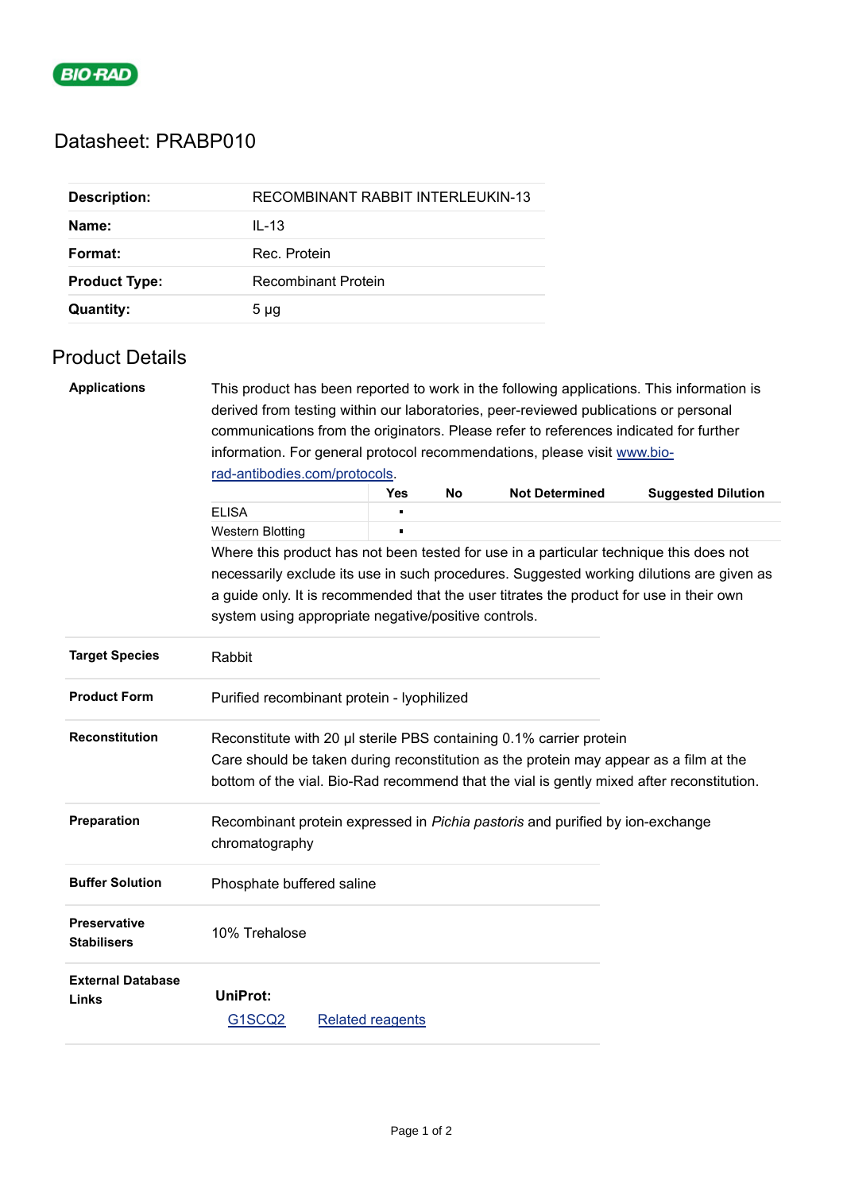BIO-RAD

# Datasheet: PRABP010

| | |
|---|---|
| **Description:** | RECOMBINANT RABBIT INTERLEUKIN-13 |
| **Name:** | IL-13 |
| **Format:** | Rec. Protein |
| **Product Type:** | Recombinant Protein |
| **Quantity:** | 5 µg |

## Product Details

**Applications**

This product has been reported to work in the following applications. This information is derived from testing within our laboratories, peer-reviewed publications or personal communications from the originators. Please refer to references indicated for further information. For general protocol recommendations, please visit [www.bio-rad-antibodies.com/protocols](www.bio-rad-antibodies.com/protocols).

| | Yes | No | Not Determined | Suggested Dilution |
|---|---|---|---|---|
| ELISA | ▪ | | | |
| Western Blotting | ▪ | | | |

Where this product has not been tested for use in a particular technique this does not necessarily exclude its use in such procedures. Suggested working dilutions are given as a guide only. It is recommended that the user titrates the product for use in their own system using appropriate negative/positive controls.

| | |
|---|---|
| **Target Species** | Rabbit |
| **Product Form** | Purified recombinant protein - lyophilized |
| **Reconstitution** | Reconstitute with 20 µl sterile PBS containing 0.1% carrier protein<br>Care should be taken during reconstitution as the protein may appear as a film at the bottom of the vial. Bio-Rad recommend that the vial is gently mixed after reconstitution. |
| **Preparation** | Recombinant protein expressed in *Pichia pastoris* and purified by ion-exchange chromatography |
| **Buffer Solution** | Phosphate buffered saline |
| **Preservative Stabilisers** | 10% Trehalose |
| **External Database Links** | **UniProt:**<br>G1SCQ2 Related reagents |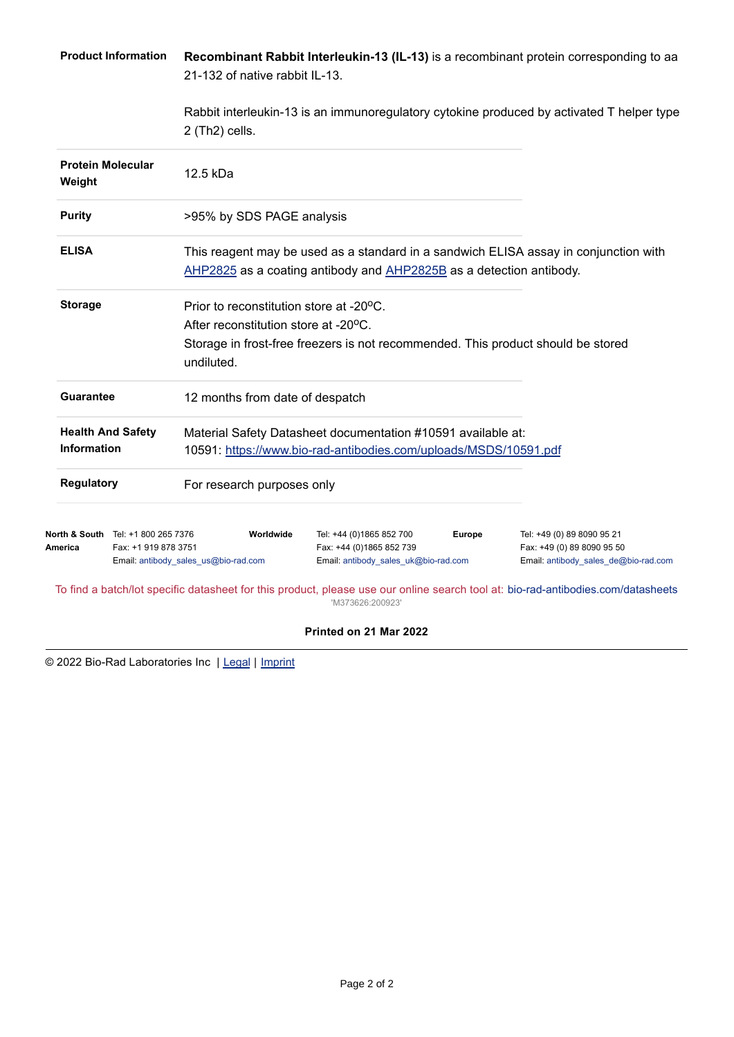| | |
|---|---|
| **Product Information** | **Recombinant Rabbit Interleukin-13 (IL-13)** is a recombinant protein corresponding to aa 21-132 of native rabbit IL-13.<br><br>Rabbit interleukin-13 is an immunoregulatory cytokine produced by activated T helper type 2 (Th2) cells. |
| **Protein Molecular Weight** | 12.5 kDa |
| **Purity** | >95% by SDS PAGE analysis |
| **ELISA** | This reagent may be used as a standard in a sandwich ELISA assay in conjunction with AHP2825 as a coating antibody and AHP2825B as a detection antibody. |
| **Storage** | Prior to reconstitution store at -20$^{o}$C.<br>After reconstitution store at -20$^{o}$C.<br>Storage in frost-free freezers is not recommended. This product should be stored undiluted. |
| **Guarantee** | 12 months from date of despatch |
| **Health And Safety Information** | Material Safety Datasheet documentation #10591 available at:<br>10591: https://www.bio-rad-antibodies.com/uploads/MSDS/10591.pdf |
| **Regulatory** | For research purposes only |

| | | | | | |
|---|---|---|---|---|---|
| **North & South America** | Tel: +1 800 265 7376<br>Fax: +1 919 878 3751<br>Email: antibody_sales_us@bio-rad.com | **Worldwide** | Tel: +44 (0)1865 852 700<br>Fax: +44 (0)1865 852 739<br>Email: antibody_sales_uk@bio-rad.com | **Europe** | Tel: +49 (0) 89 8090 95 21<br>Fax: +49 (0) 89 8090 95 50<br>Email: antibody_sales_de@bio-rad.com |

To find a batch/lot specific datasheet for this product, please use our online search tool at: bio-rad-antibodies.com/datasheets

'M373626:200923'

**Printed on 21 Mar 2022**

© 2022 Bio-Rad Laboratories Inc | Legal | Imprint